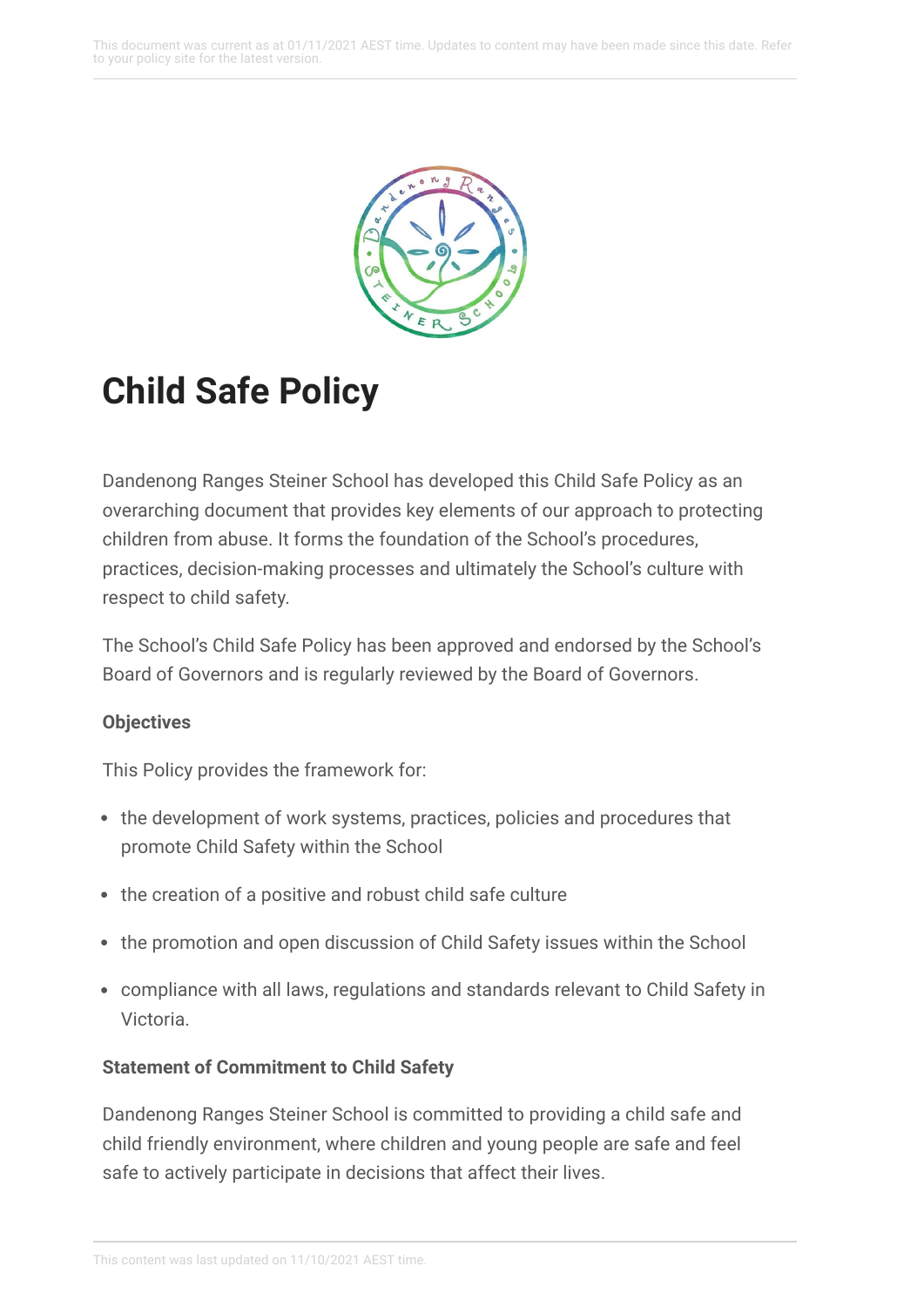# Child Safe Policy

Dandenong Ranges Steiner School has developed this Child Safe Policy as an overarching document that provides key elements of our approach to protecting children from abuse. It forms the foundation of the School's procedures, practices, decision-making processes and ultimately the School's culture with respect to child safety.

The School's Child Safe Policy has been approved and endorsed by the School's Board of Governors and is regularly reviewed by the Board of Governors.

**Objectives**

This Policy provides the framework for:

- the development of work systems, practices, policies and procedures that promote Child Safety within the School
- the creation of a positive and robust child safe culture
- the promotion and open discussion of Child Safety issues within the School
- compliance with all laws, regulations and standards relevant to Child Safety in Victoria.

**Statement of Commitment to Child Safety**

Dandenong Ranges Steiner School is committed to providing a child safe and child friendly environment, where children and young people are safe and feel safe to actively participate in decisions that affect their lives.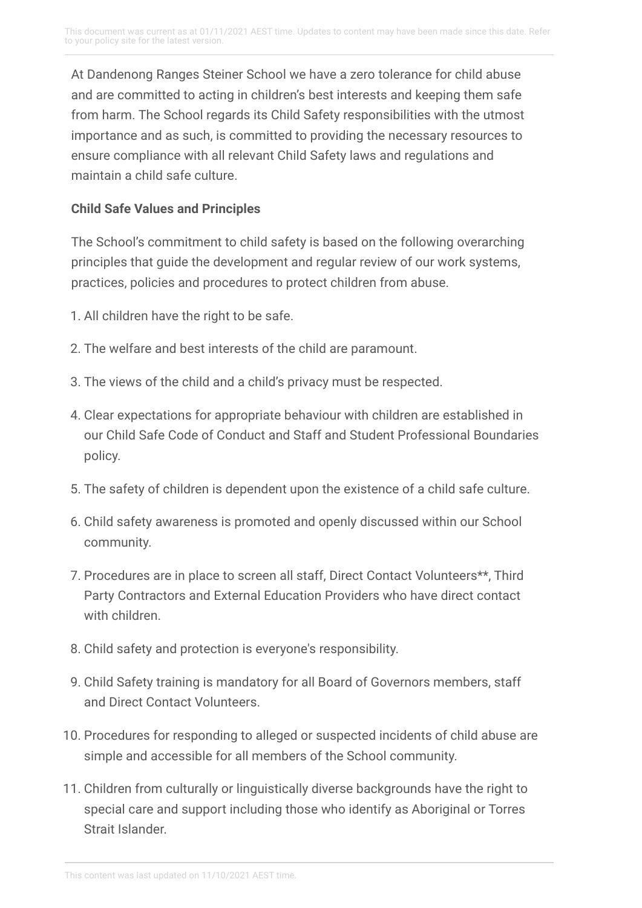At Dandenong Ranges Steiner School we have a zero tolerance for child abuse and are committed to acting in children's best interests and keeping them safe from harm. The School regards its Child Safety responsibilities with the utmost importance and as such, is committed to providing the necessary resources to ensure compliance with all relevant Child Safety laws and regulations and maintain a child safe culture.

**Child Safe Values and Principles**

The School's commitment to child safety is based on the following overarching principles that guide the development and regular review of our work systems, practices, policies and procedures to protect children from abuse.

1. All children have the right to be safe.
2. The welfare and best interests of the child are paramount.
3. The views of the child and a child's privacy must be respected.
4. Clear expectations for appropriate behaviour with children are established in our Child Safe Code of Conduct and Staff and Student Professional Boundaries policy.
5. The safety of children is dependent upon the existence of a child safe culture.
6. Child safety awareness is promoted and openly discussed within our School community.
7. Procedures are in place to screen all staff, Direct Contact Volunteers**, Third Party Contractors and External Education Providers who have direct contact with children.
8. Child safety and protection is everyone's responsibility.
9. Child Safety training is mandatory for all Board of Governors members, staff and Direct Contact Volunteers.
10. Procedures for responding to alleged or suspected incidents of child abuse are simple and accessible for all members of the School community.
11. Children from culturally or linguistically diverse backgrounds have the right to special care and support including those who identify as Aboriginal or Torres Strait Islander.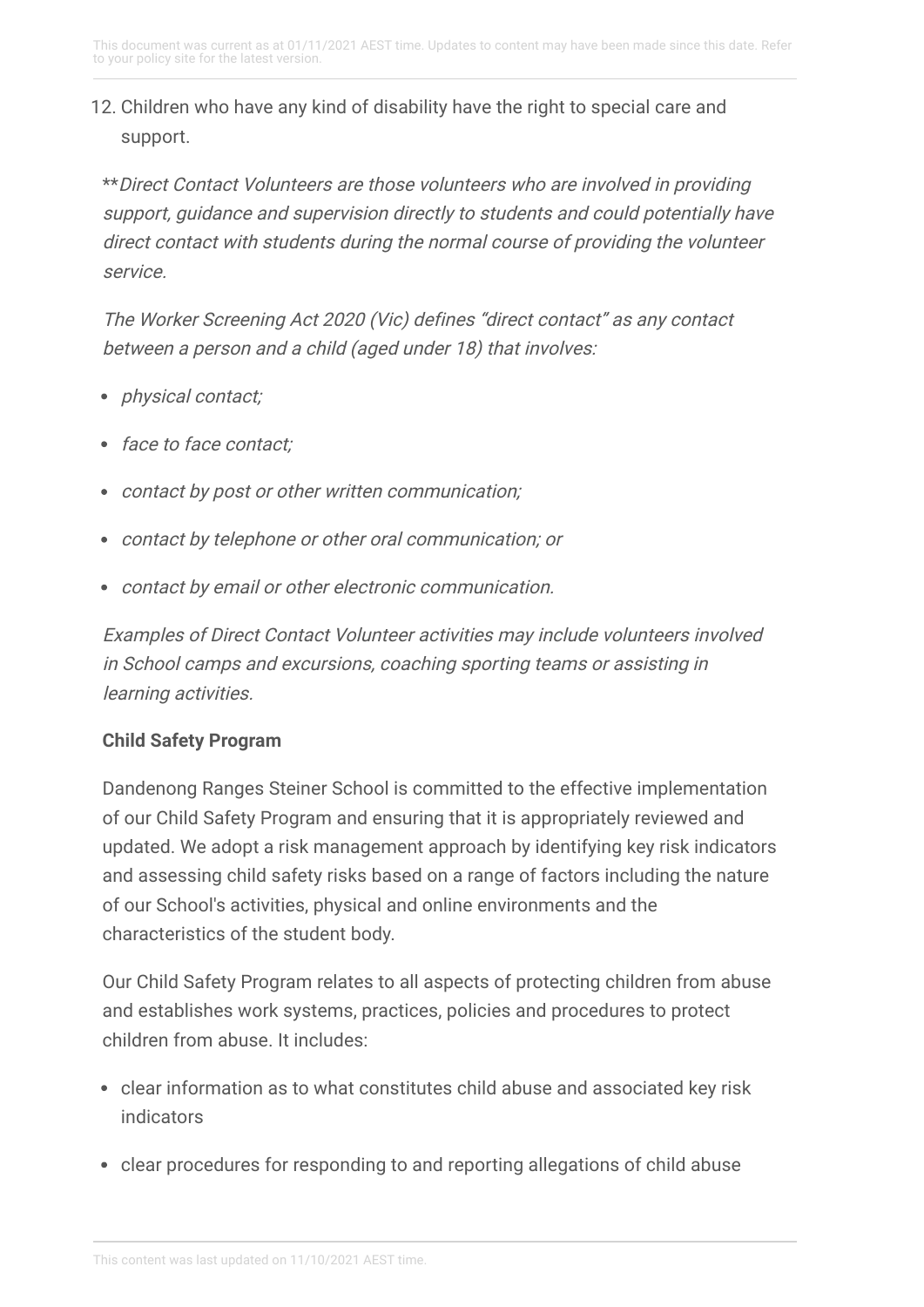12. Children who have any kind of disability have the right to special care and support.

***Direct Contact Volunteers are those volunteers who are involved in providing support, guidance and supervision directly to students and could potentially have direct contact with students during the normal course of providing the volunteer service.*

*The Worker Screening Act 2020 (Vic) defines "direct contact" as any contact between a person and a child (aged under 18) that involves:*

- *physical contact;*
- *face to face contact;*
- *contact by post or other written communication;*
- *contact by telephone or other oral communication; or*
- *contact by email or other electronic communication.*

*Examples of Direct Contact Volunteer activities may include volunteers involved in School camps and excursions, coaching sporting teams or assisting in learning activities.*

**Child Safety Program**

Dandenong Ranges Steiner School is committed to the effective implementation of our Child Safety Program and ensuring that it is appropriately reviewed and updated. We adopt a risk management approach by identifying key risk indicators and assessing child safety risks based on a range of factors including the nature of our School's activities, physical and online environments and the characteristics of the student body.

Our Child Safety Program relates to all aspects of protecting children from abuse and establishes work systems, practices, policies and procedures to protect children from abuse. It includes:

- clear information as to what constitutes child abuse and associated key risk indicators
- clear procedures for responding to and reporting allegations of child abuse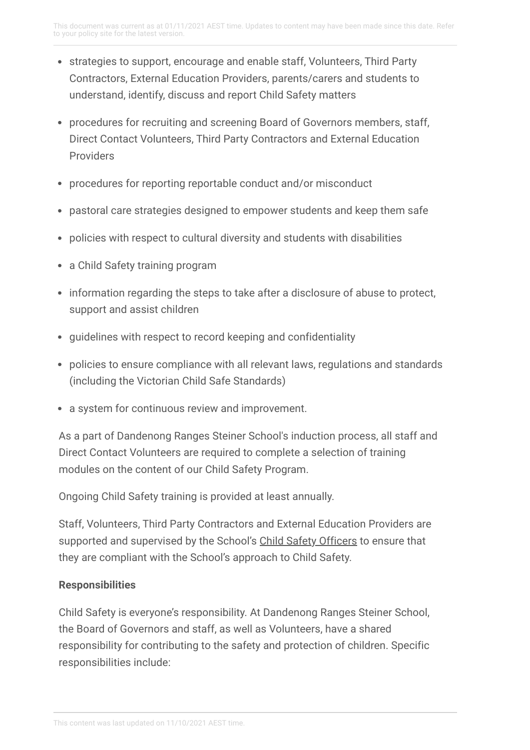- strategies to support, encourage and enable staff, Volunteers, Third Party Contractors, External Education Providers, parents/carers and students to understand, identify, discuss and report Child Safety matters
- procedures for recruiting and screening Board of Governors members, staff, Direct Contact Volunteers, Third Party Contractors and External Education Providers
- procedures for reporting reportable conduct and/or misconduct
- pastoral care strategies designed to empower students and keep them safe
- policies with respect to cultural diversity and students with disabilities
- a Child Safety training program
- information regarding the steps to take after a disclosure of abuse to protect, support and assist children
- guidelines with respect to record keeping and confidentiality
- policies to ensure compliance with all relevant laws, regulations and standards (including the Victorian Child Safe Standards)
- a system for continuous review and improvement.

As a part of Dandenong Ranges Steiner School's induction process, all staff and Direct Contact Volunteers are required to complete a selection of training modules on the content of our Child Safety Program.

Ongoing Child Safety training is provided at least annually.

Staff, Volunteers, Third Party Contractors and External Education Providers are supported and supervised by the School's Child Safety Officers to ensure that they are compliant with the School's approach to Child Safety.

**Responsibilities**

Child Safety is everyone's responsibility. At Dandenong Ranges Steiner School, the Board of Governors and staff, as well as Volunteers, have a shared responsibility for contributing to the safety and protection of children. Specific responsibilities include: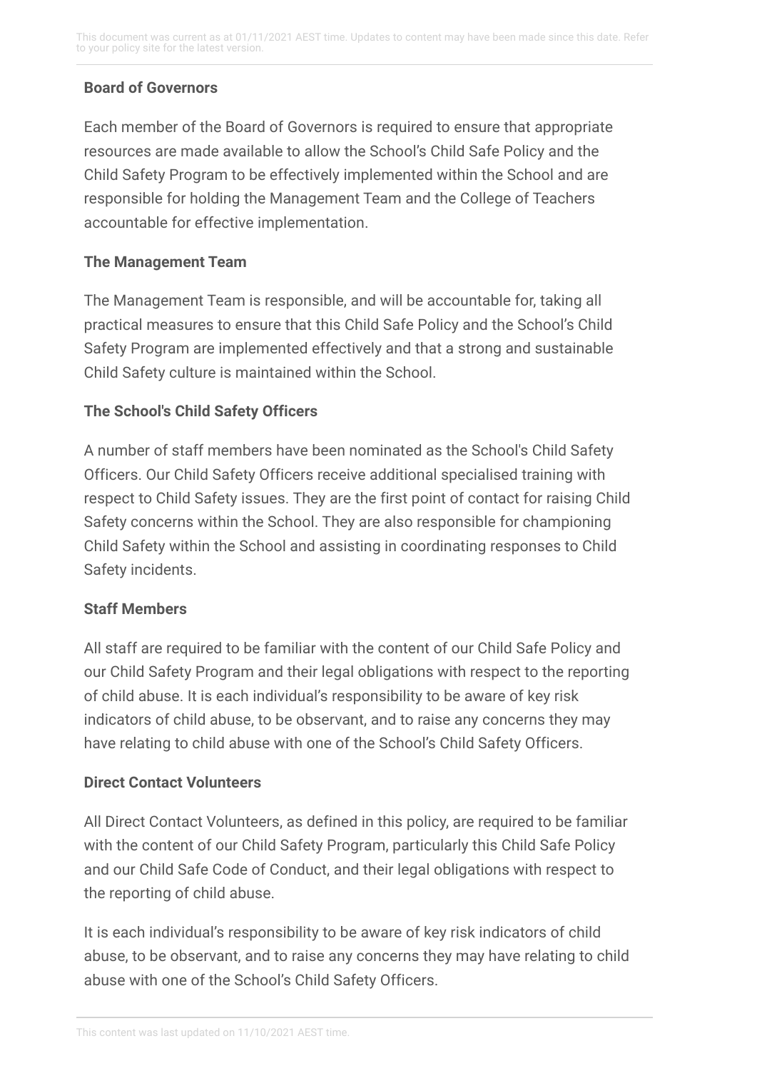**Board of Governors**

Each member of the Board of Governors is required to ensure that appropriate resources are made available to allow the School's Child Safe Policy and the Child Safety Program to be effectively implemented within the School and are responsible for holding the Management Team and the College of Teachers accountable for effective implementation.

**The Management Team**

The Management Team is responsible, and will be accountable for, taking all practical measures to ensure that this Child Safe Policy and the School's Child Safety Program are implemented effectively and that a strong and sustainable Child Safety culture is maintained within the School.

**The School's Child Safety Officers**

A number of staff members have been nominated as the School's Child Safety Officers. Our Child Safety Officers receive additional specialised training with respect to Child Safety issues. They are the first point of contact for raising Child Safety concerns within the School. They are also responsible for championing Child Safety within the School and assisting in coordinating responses to Child Safety incidents.

**Staff Members**

All staff are required to be familiar with the content of our Child Safe Policy and our Child Safety Program and their legal obligations with respect to the reporting of child abuse. It is each individual's responsibility to be aware of key risk indicators of child abuse, to be observant, and to raise any concerns they may have relating to child abuse with one of the School's Child Safety Officers.

**Direct Contact Volunteers**

All Direct Contact Volunteers, as defined in this policy, are required to be familiar with the content of our Child Safety Program, particularly this Child Safe Policy and our Child Safe Code of Conduct, and their legal obligations with respect to the reporting of child abuse.

It is each individual's responsibility to be aware of key risk indicators of child abuse, to be observant, and to raise any concerns they may have relating to child abuse with one of the School's Child Safety Officers.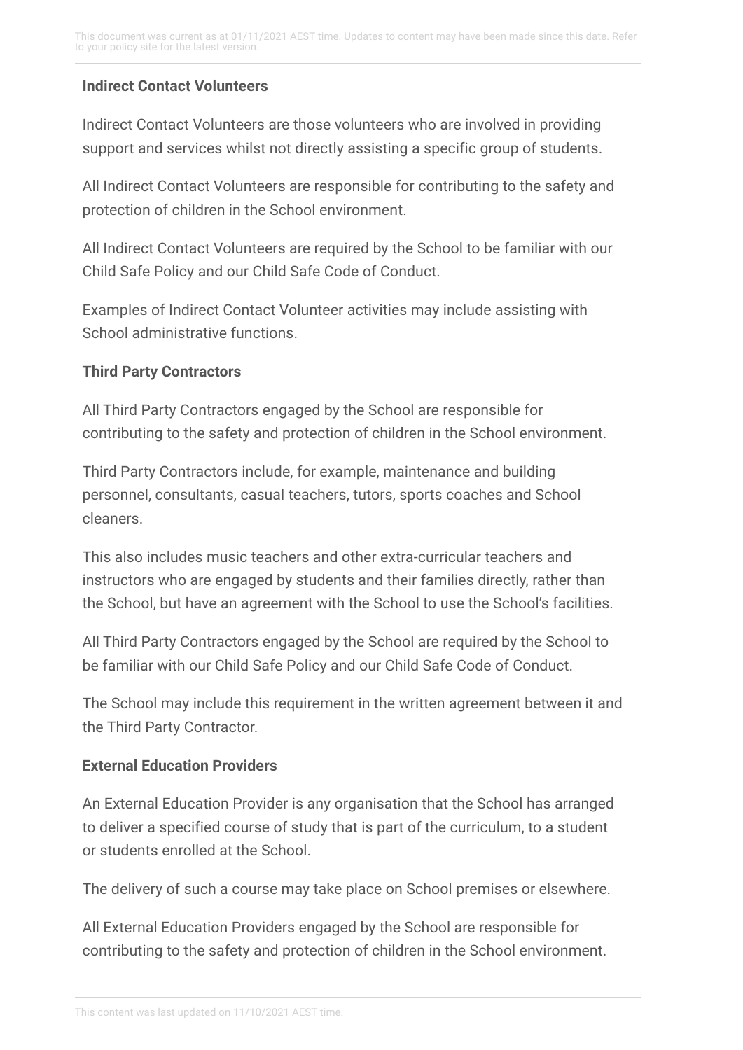**Indirect Contact Volunteers**

Indirect Contact Volunteers are those volunteers who are involved in providing support and services whilst not directly assisting a specific group of students.

All Indirect Contact Volunteers are responsible for contributing to the safety and protection of children in the School environment.

All Indirect Contact Volunteers are required by the School to be familiar with our Child Safe Policy and our Child Safe Code of Conduct.

Examples of Indirect Contact Volunteer activities may include assisting with School administrative functions.

**Third Party Contractors**

All Third Party Contractors engaged by the School are responsible for contributing to the safety and protection of children in the School environment.

Third Party Contractors include, for example, maintenance and building personnel, consultants, casual teachers, tutors, sports coaches and School cleaners.

This also includes music teachers and other extra-curricular teachers and instructors who are engaged by students and their families directly, rather than the School, but have an agreement with the School to use the School's facilities.

All Third Party Contractors engaged by the School are required by the School to be familiar with our Child Safe Policy and our Child Safe Code of Conduct.

The School may include this requirement in the written agreement between it and the Third Party Contractor.

**External Education Providers**

An External Education Provider is any organisation that the School has arranged to deliver a specified course of study that is part of the curriculum, to a student or students enrolled at the School.

The delivery of such a course may take place on School premises or elsewhere.

All External Education Providers engaged by the School are responsible for contributing to the safety and protection of children in the School environment.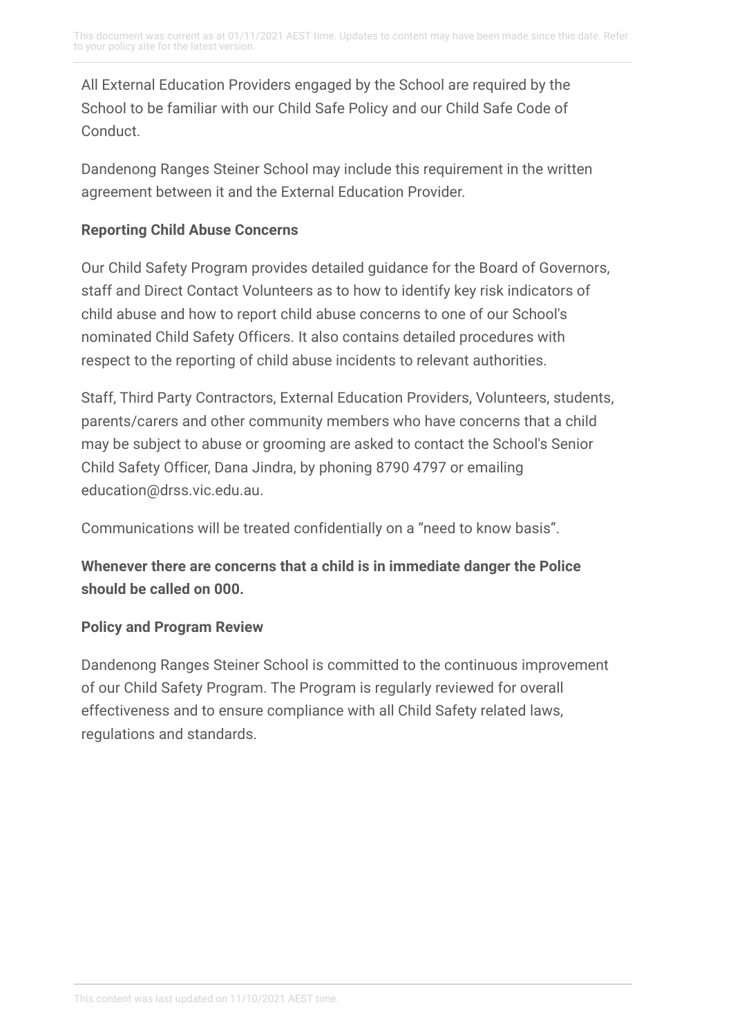All External Education Providers engaged by the School are required by the School to be familiar with our Child Safe Policy and our Child Safe Code of Conduct.

Dandenong Ranges Steiner School may include this requirement in the written agreement between it and the External Education Provider.

**Reporting Child Abuse Concerns**

Our Child Safety Program provides detailed guidance for the Board of Governors, staff and Direct Contact Volunteers as to how to identify key risk indicators of child abuse and how to report child abuse concerns to one of our School's nominated Child Safety Officers. It also contains detailed procedures with respect to the reporting of child abuse incidents to relevant authorities.

Staff, Third Party Contractors, External Education Providers, Volunteers, students, parents/carers and other community members who have concerns that a child may be subject to abuse or grooming are asked to contact the School's Senior Child Safety Officer, Dana Jindra, by phoning 8790 4797 or emailing education@drss.vic.edu.au.

Communications will be treated confidentially on a “need to know basis”.

**Whenever there are concerns that a child is in immediate danger the Police should be called on 000.**

**Policy and Program Review**

Dandenong Ranges Steiner School is committed to the continuous improvement of our Child Safety Program. The Program is regularly reviewed for overall effectiveness and to ensure compliance with all Child Safety related laws, regulations and standards.